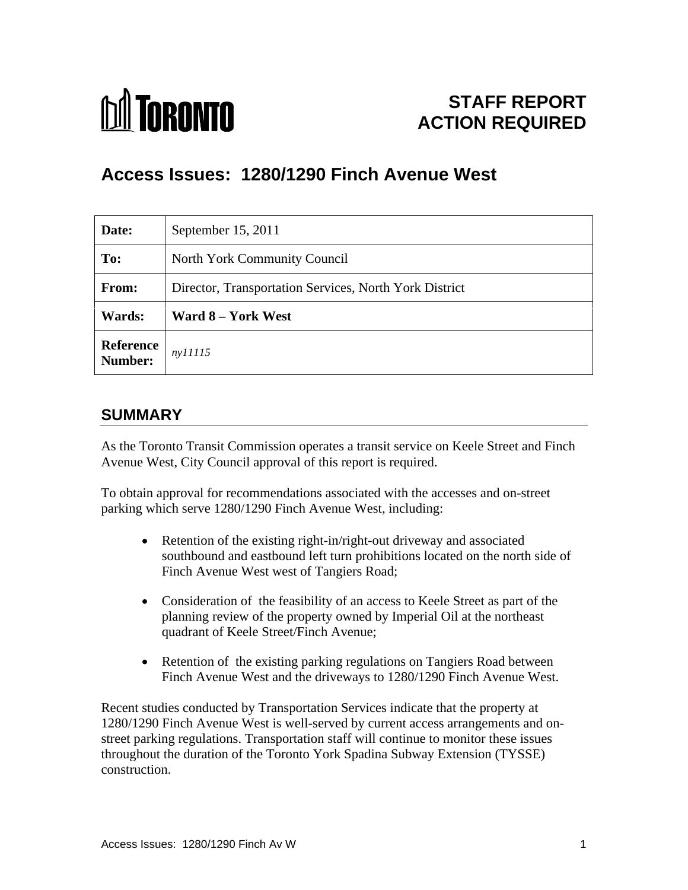TORONTO

**STAFF REPORT**
**ACTION REQUIRED**

# Access Issues: 1280/1290 Finch Avenue West

| | |
|---|---|
| **Date:** | September 15, 2011 |
| **To:** | North York Community Council |
| **From:** | Director, Transportation Services, North York District |
| **Wards:** | **Ward 8 – York West** |
| **Reference Number:** | *ny11115* |

## SUMMARY

As the Toronto Transit Commission operates a transit service on Keele Street and Finch Avenue West, City Council approval of this report is required.

To obtain approval for recommendations associated with the accesses and on-street parking which serve 1280/1290 Finch Avenue West, including:

- Retention of the existing right-in/right-out driveway and associated southbound and eastbound left turn prohibitions located on the north side of Finch Avenue West west of Tangiers Road;
- Consideration of the feasibility of an access to Keele Street as part of the planning review of the property owned by Imperial Oil at the northeast quadrant of Keele Street/Finch Avenue;
- Retention of the existing parking regulations on Tangiers Road between Finch Avenue West and the driveways to 1280/1290 Finch Avenue West.

Recent studies conducted by Transportation Services indicate that the property at 1280/1290 Finch Avenue West is well-served by current access arrangements and on-street parking regulations. Transportation staff will continue to monitor these issues throughout the duration of the Toronto York Spadina Subway Extension (TYSSE) construction.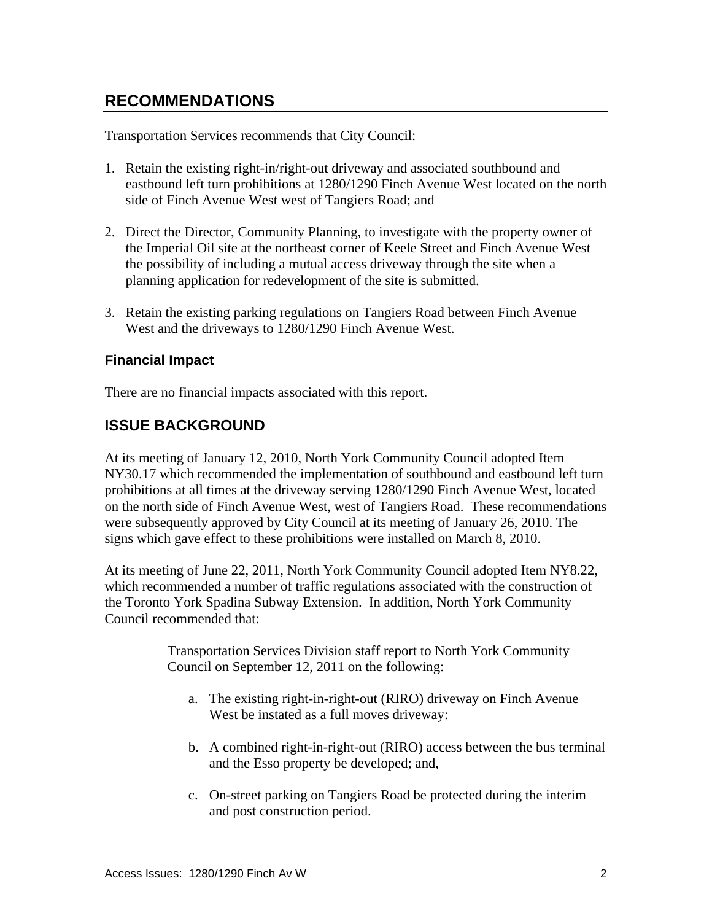## RECOMMENDATIONS

Transportation Services recommends that City Council:

1. Retain the existing right-in/right-out driveway and associated southbound and eastbound left turn prohibitions at 1280/1290 Finch Avenue West located on the north side of Finch Avenue West west of Tangiers Road; and

2. Direct the Director, Community Planning, to investigate with the property owner of the Imperial Oil site at the northeast corner of Keele Street and Finch Avenue West the possibility of including a mutual access driveway through the site when a planning application for redevelopment of the site is submitted.

3. Retain the existing parking regulations on Tangiers Road between Finch Avenue West and the driveways to 1280/1290 Finch Avenue West.

### Financial Impact

There are no financial impacts associated with this report.

## ISSUE BACKGROUND

At its meeting of January 12, 2010, North York Community Council adopted Item NY30.17 which recommended the implementation of southbound and eastbound left turn prohibitions at all times at the driveway serving 1280/1290 Finch Avenue West, located on the north side of Finch Avenue West, west of Tangiers Road. These recommendations were subsequently approved by City Council at its meeting of January 26, 2010. The signs which gave effect to these prohibitions were installed on March 8, 2010.

At its meeting of June 22, 2011, North York Community Council adopted Item NY8.22, which recommended a number of traffic regulations associated with the construction of the Toronto York Spadina Subway Extension. In addition, North York Community Council recommended that:

> Transportation Services Division staff report to North York Community Council on September 12, 2011 on the following:
>
> a. The existing right-in-right-out (RIRO) driveway on Finch Avenue West be instated as a full moves driveway:
>
> b. A combined right-in-right-out (RIRO) access between the bus terminal and the Esso property be developed; and,
>
> c. On-street parking on Tangiers Road be protected during the interim and post construction period.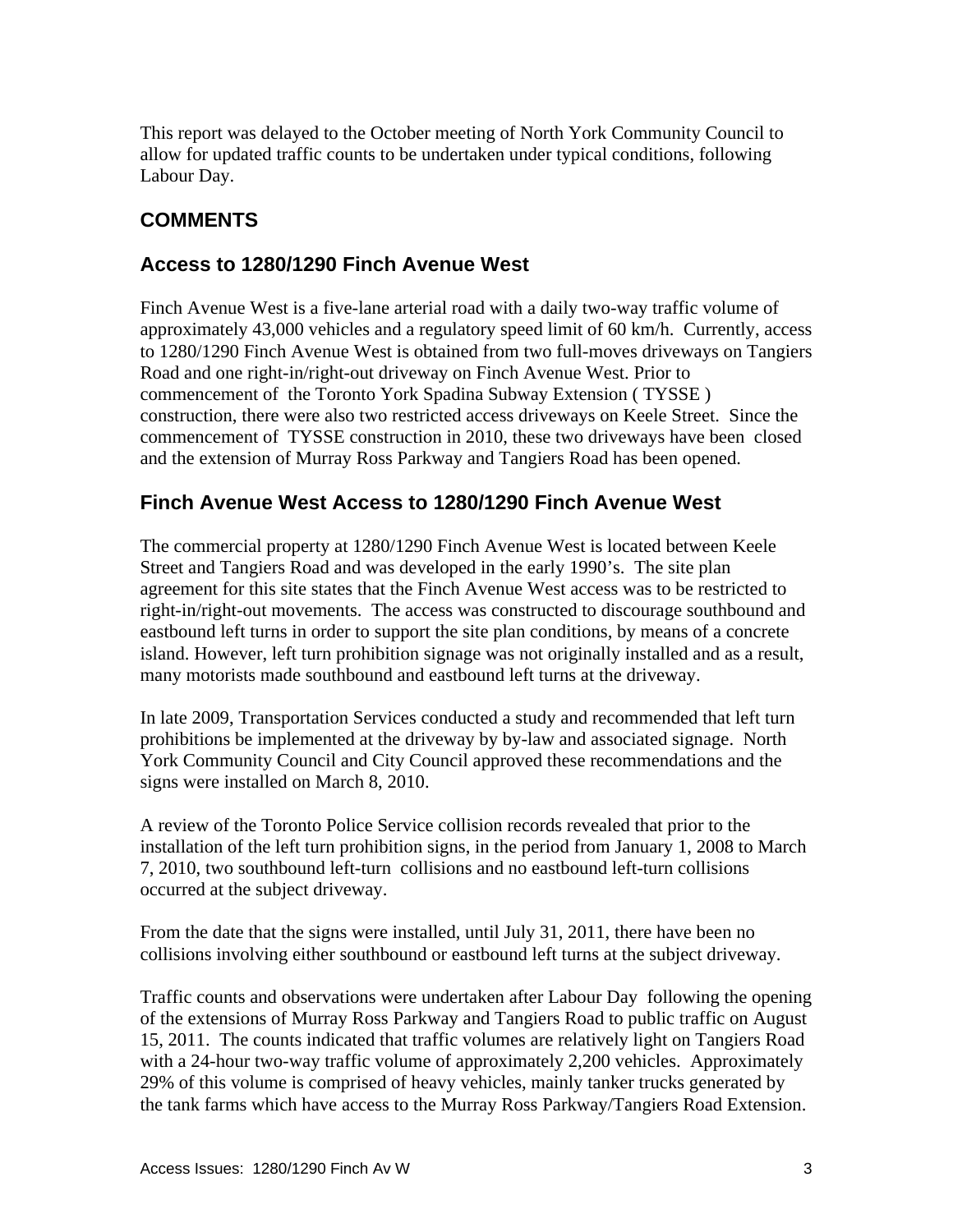This report was delayed to the October meeting of North York Community Council to allow for updated traffic counts to be undertaken under typical conditions, following Labour Day.

## COMMENTS

### Access to 1280/1290 Finch Avenue West

Finch Avenue West is a five-lane arterial road with a daily two-way traffic volume of approximately 43,000 vehicles and a regulatory speed limit of 60 km/h. Currently, access to 1280/1290 Finch Avenue West is obtained from two full-moves driveways on Tangiers Road and one right-in/right-out driveway on Finch Avenue West. Prior to commencement of the Toronto York Spadina Subway Extension ( TYSSE ) construction, there were also two restricted access driveways on Keele Street. Since the commencement of TYSSE construction in 2010, these two driveways have been closed and the extension of Murray Ross Parkway and Tangiers Road has been opened.

### Finch Avenue West Access to 1280/1290 Finch Avenue West

The commercial property at 1280/1290 Finch Avenue West is located between Keele Street and Tangiers Road and was developed in the early 1990's. The site plan agreement for this site states that the Finch Avenue West access was to be restricted to right-in/right-out movements. The access was constructed to discourage southbound and eastbound left turns in order to support the site plan conditions, by means of a concrete island. However, left turn prohibition signage was not originally installed and as a result, many motorists made southbound and eastbound left turns at the driveway.

In late 2009, Transportation Services conducted a study and recommended that left turn prohibitions be implemented at the driveway by by-law and associated signage. North York Community Council and City Council approved these recommendations and the signs were installed on March 8, 2010.

A review of the Toronto Police Service collision records revealed that prior to the installation of the left turn prohibition signs, in the period from January 1, 2008 to March 7, 2010, two southbound left-turn collisions and no eastbound left-turn collisions occurred at the subject driveway.

From the date that the signs were installed, until July 31, 2011, there have been no collisions involving either southbound or eastbound left turns at the subject driveway.

Traffic counts and observations were undertaken after Labour Day following the opening of the extensions of Murray Ross Parkway and Tangiers Road to public traffic on August 15, 2011. The counts indicated that traffic volumes are relatively light on Tangiers Road with a 24-hour two-way traffic volume of approximately 2,200 vehicles. Approximately 29% of this volume is comprised of heavy vehicles, mainly tanker trucks generated by the tank farms which have access to the Murray Ross Parkway/Tangiers Road Extension.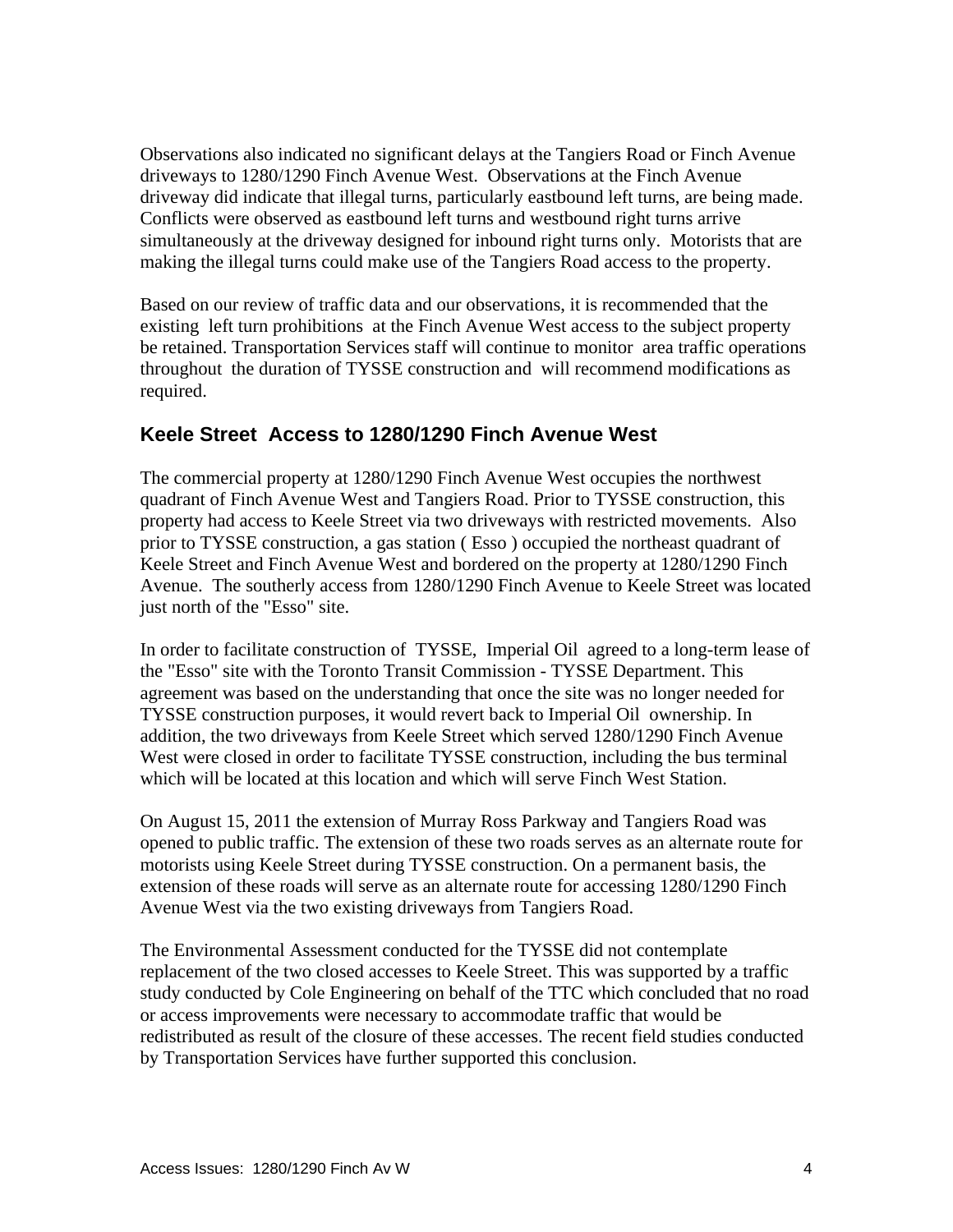Observations also indicated no significant delays at the Tangiers Road or Finch Avenue driveways to 1280/1290 Finch Avenue West. Observations at the Finch Avenue driveway did indicate that illegal turns, particularly eastbound left turns, are being made. Conflicts were observed as eastbound left turns and westbound right turns arrive simultaneously at the driveway designed for inbound right turns only. Motorists that are making the illegal turns could make use of the Tangiers Road access to the property.

Based on our review of traffic data and our observations, it is recommended that the existing left turn prohibitions at the Finch Avenue West access to the subject property be retained. Transportation Services staff will continue to monitor area traffic operations throughout the duration of TYSSE construction and will recommend modifications as required.

## Keele Street Access to 1280/1290 Finch Avenue West

The commercial property at 1280/1290 Finch Avenue West occupies the northwest quadrant of Finch Avenue West and Tangiers Road. Prior to TYSSE construction, this property had access to Keele Street via two driveways with restricted movements. Also prior to TYSSE construction, a gas station ( Esso ) occupied the northeast quadrant of Keele Street and Finch Avenue West and bordered on the property at 1280/1290 Finch Avenue. The southerly access from 1280/1290 Finch Avenue to Keele Street was located just north of the "Esso" site.

In order to facilitate construction of TYSSE, Imperial Oil agreed to a long-term lease of the "Esso" site with the Toronto Transit Commission - TYSSE Department. This agreement was based on the understanding that once the site was no longer needed for TYSSE construction purposes, it would revert back to Imperial Oil ownership. In addition, the two driveways from Keele Street which served 1280/1290 Finch Avenue West were closed in order to facilitate TYSSE construction, including the bus terminal which will be located at this location and which will serve Finch West Station.

On August 15, 2011 the extension of Murray Ross Parkway and Tangiers Road was opened to public traffic. The extension of these two roads serves as an alternate route for motorists using Keele Street during TYSSE construction. On a permanent basis, the extension of these roads will serve as an alternate route for accessing 1280/1290 Finch Avenue West via the two existing driveways from Tangiers Road.

The Environmental Assessment conducted for the TYSSE did not contemplate replacement of the two closed accesses to Keele Street. This was supported by a traffic study conducted by Cole Engineering on behalf of the TTC which concluded that no road or access improvements were necessary to accommodate traffic that would be redistributed as result of the closure of these accesses. The recent field studies conducted by Transportation Services have further supported this conclusion.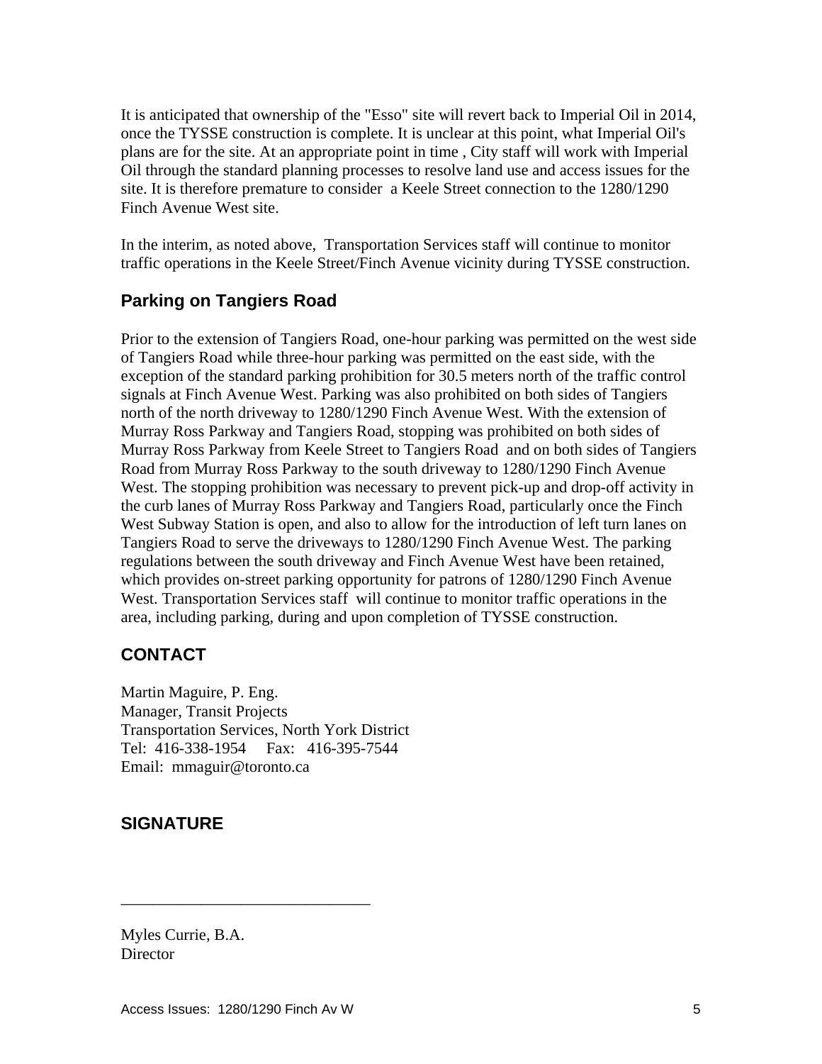It is anticipated that ownership of the "Esso" site will revert back to Imperial Oil in 2014, once the TYSSE construction is complete. It is unclear at this point, what Imperial Oil's plans are for the site. At an appropriate point in time , City staff will work with Imperial Oil through the standard planning processes to resolve land use and access issues for the site. It is therefore premature to consider a Keele Street connection to the 1280/1290 Finch Avenue West site.

In the interim, as noted above, Transportation Services staff will continue to monitor traffic operations in the Keele Street/Finch Avenue vicinity during TYSSE construction.

### Parking on Tangiers Road

Prior to the extension of Tangiers Road, one-hour parking was permitted on the west side of Tangiers Road while three-hour parking was permitted on the east side, with the exception of the standard parking prohibition for 30.5 meters north of the traffic control signals at Finch Avenue West. Parking was also prohibited on both sides of Tangiers north of the north driveway to 1280/1290 Finch Avenue West. With the extension of Murray Ross Parkway and Tangiers Road, stopping was prohibited on both sides of Murray Ross Parkway from Keele Street to Tangiers Road and on both sides of Tangiers Road from Murray Ross Parkway to the south driveway to 1280/1290 Finch Avenue West. The stopping prohibition was necessary to prevent pick-up and drop-off activity in the curb lanes of Murray Ross Parkway and Tangiers Road, particularly once the Finch West Subway Station is open, and also to allow for the introduction of left turn lanes on Tangiers Road to serve the driveways to 1280/1290 Finch Avenue West. The parking regulations between the south driveway and Finch Avenue West have been retained, which provides on-street parking opportunity for patrons of 1280/1290 Finch Avenue West. Transportation Services staff will continue to monitor traffic operations in the area, including parking, during and upon completion of TYSSE construction.

## CONTACT

Martin Maguire, P. Eng.
Manager, Transit Projects
Transportation Services, North York District
Tel: 416-338-1954 Fax: 416-395-7544
Email: mmaguir@toronto.ca

## SIGNATURE

_______________________________

Myles Currie, B.A.
Director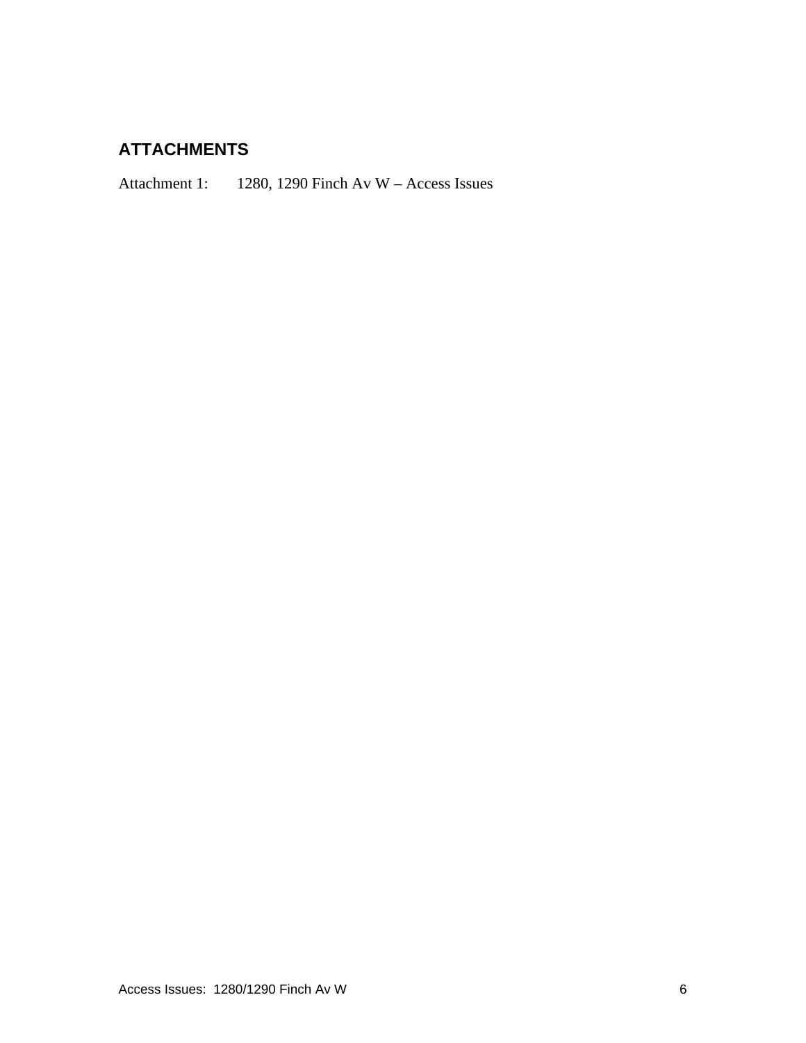## ATTACHMENTS

Attachment 1: 1280, 1290 Finch Av W – Access Issues